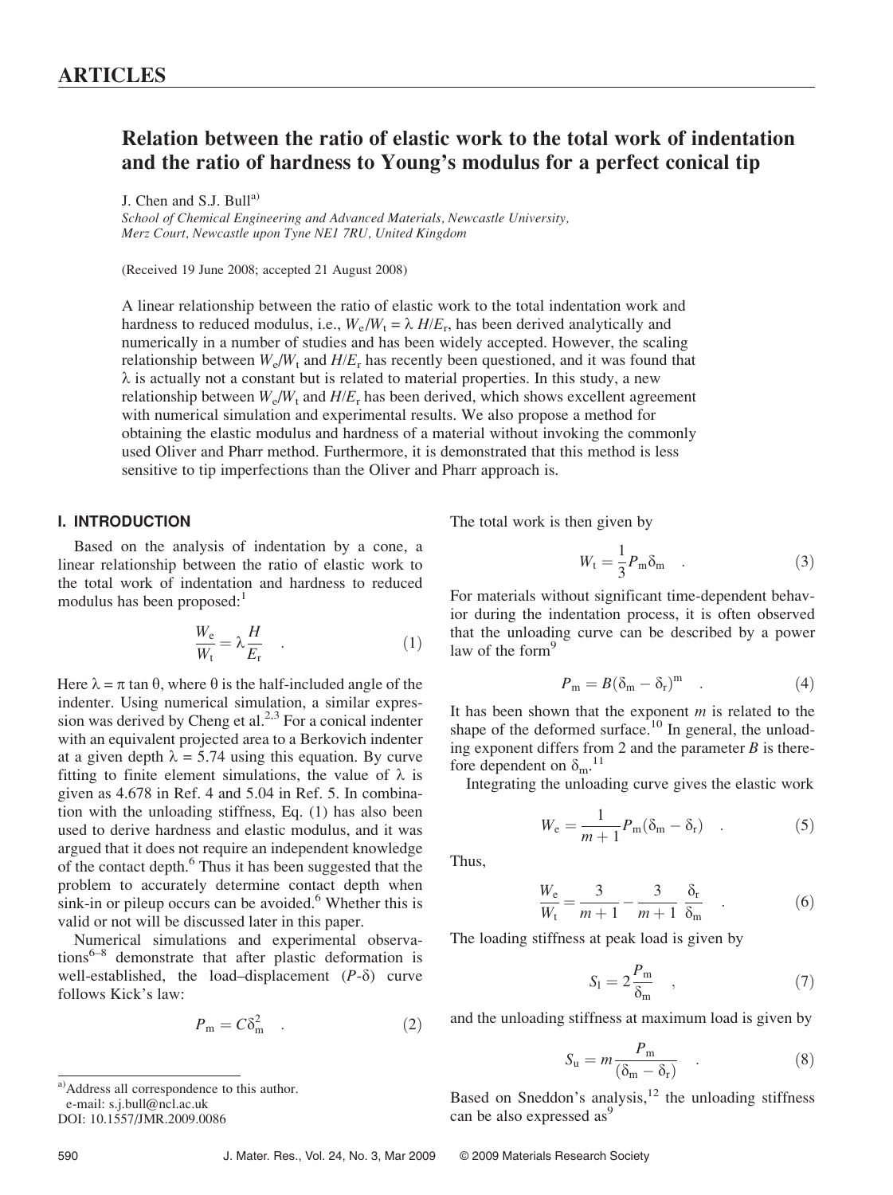# Relation between the ratio of elastic work to the total work of indentation and the ratio of hardness to Young's modulus for a perfect conical tip

J. Chen and S.J. Bull[a)]

*School of Chemical Engineering and Advanced Materials, Newcastle University, Merz Court, Newcastle upon Tyne NE1 7RU, United Kingdom*

(Received 19 June 2008; accepted 21 August 2008)

A linear relationship between the ratio of elastic work to the total indentation work and hardness to reduced modulus, i.e., $W_e/W_t = \lambda\, H/E_r$, has been derived analytically and numerically in a number of studies and has been widely accepted. However, the scaling relationship between $W_e/W_t$ and $H/E_r$ has recently been questioned, and it was found that $\lambda$ is actually not a constant but is related to material properties. In this study, a new relationship between $W_e/W_t$ and $H/E_r$ has been derived, which shows excellent agreement with numerical simulation and experimental results. We also propose a method for obtaining the elastic modulus and hardness of a material without invoking the commonly used Oliver and Pharr method. Furthermore, it is demonstrated that this method is less sensitive to tip imperfections than the Oliver and Pharr approach is.

## I. INTRODUCTION

Based on the analysis of indentation by a cone, a linear relationship between the ratio of elastic work to the total work of indentation and hardness to reduced modulus has been proposed:[1]

$$\frac{W_e}{W_t} = \lambda \frac{H}{E_r} \quad . \tag{1}$$

Here $\lambda = \pi \tan\theta$, where $\theta$ is the half-included angle of the indenter. Using numerical simulation, a similar expression was derived by Cheng et al.[2,3] For a conical indenter with an equivalent projected area to a Berkovich indenter at a given depth $\lambda = 5.74$ using this equation. By curve fitting to finite element simulations, the value of $\lambda$ is given as 4.678 in Ref. 4 and 5.04 in Ref. 5. In combination with the unloading stiffness, Eq. (1) has also been used to derive hardness and elastic modulus, and it was argued that it does not require an independent knowledge of the contact depth.[6] Thus it has been suggested that the problem to accurately determine contact depth when sink-in or pileup occurs can be avoided.[6] Whether this is valid or not will be discussed later in this paper.

Numerical simulations and experimental observations[6–8] demonstrate that after plastic deformation is well-established, the load–displacement ($P$-$\delta$) curve follows Kick's law:

$$P_m = C\delta_m^2 \quad . \tag{2}$$

The total work is then given by

$$W_t = \frac{1}{3} P_m \delta_m \quad . \tag{3}$$

For materials without significant time-dependent behavior during the indentation process, it is often observed that the unloading curve can be described by a power law of the form[9]

$$P_m = B(\delta_m - \delta_r)^m \quad . \tag{4}$$

It has been shown that the exponent $m$ is related to the shape of the deformed surface.[10] In general, the unloading exponent differs from 2 and the parameter $B$ is therefore dependent on $\delta_m$.[11]

Integrating the unloading curve gives the elastic work

$$W_e = \frac{1}{m+1} P_m (\delta_m - \delta_r) \quad . \tag{5}$$

Thus,

$$\frac{W_e}{W_t} = \frac{3}{m+1} - \frac{3}{m+1}\,\frac{\delta_r}{\delta_m} \quad . \tag{6}$$

The loading stiffness at peak load is given by

$$S_l = 2\frac{P_m}{\delta_m} \quad , \tag{7}$$

and the unloading stiffness at maximum load is given by

$$S_u = m\frac{P_m}{(\delta_m - \delta_r)} \quad . \tag{8}$$

Based on Sneddon's analysis,[12] the unloading stiffness can be also expressed as[9]

---

a) Address all correspondence to this author.
e-mail: s.j.bull@ncl.ac.uk
DOI: 10.1557/JMR.2009.0086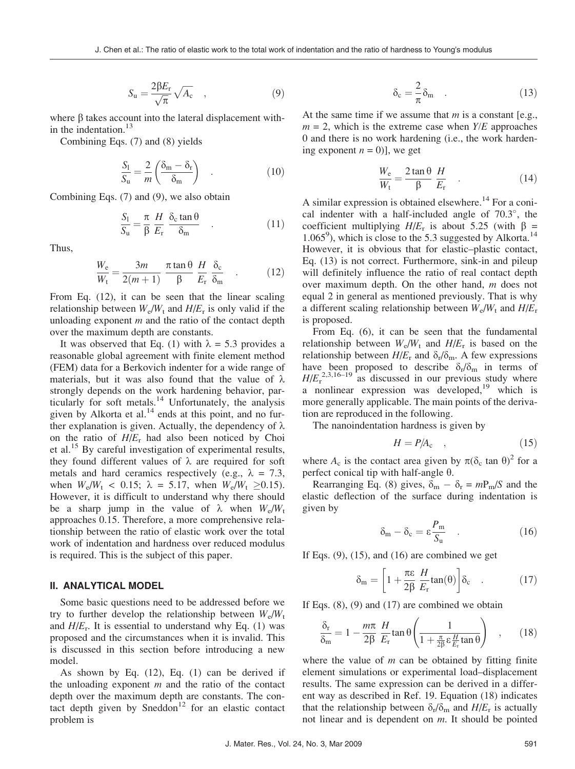$$S_u = \frac{2\beta E_r}{\sqrt{\pi}}\sqrt{A_c} \quad , \tag{9}$$

where β takes account into the lateral displacement within the indentation.[13]

Combining Eqs. (7) and (8) yields

$$\frac{S_l}{S_u} = \frac{2}{m}\left(\frac{\delta_m - \delta_r}{\delta_m}\right) \quad . \tag{10}$$

Combining Eqs. (7) and (9), we also obtain

$$\frac{S_l}{S_u} = \frac{\pi}{\beta}\,\frac{H}{E_r}\,\frac{\delta_c \tan\theta}{\delta_m} \quad . \tag{11}$$

Thus,

$$\frac{W_e}{W_t} = \frac{3m}{2(m+1)}\,\frac{\pi\tan\theta}{\beta}\,\frac{H}{E_r}\,\frac{\delta_c}{\delta_m} \quad . \tag{12}$$

From Eq. (12), it can be seen that the linear scaling relationship between $W_e/W_t$ and $H/E_r$ is only valid if the unloading exponent $m$ and the ratio of the contact depth over the maximum depth are constants.

It was observed that Eq. (1) with $\lambda = 5.3$ provides a reasonable global agreement with finite element method (FEM) data for a Berkovich indenter for a wide range of materials, but it was also found that the value of λ strongly depends on the work hardening behavior, particularly for soft metals.[14] Unfortunately, the analysis given by Alkorta et al.[14] ends at this point, and no further explanation is given. Actually, the dependency of λ on the ratio of $H/E_r$ had also been noticed by Choi et al.[15] By careful investigation of experimental results, they found different values of λ are required for soft metals and hard ceramics respectively (e.g., $\lambda = 7.3$, when $W_e/W_t < 0.15$; $\lambda = 5.17$, when $W_e/W_t \geq 0.15$). However, it is difficult to understand why there should be a sharp jump in the value of λ when $W_e/W_t$ approaches 0.15. Therefore, a more comprehensive relationship between the ratio of elastic work over the total work of indentation and hardness over reduced modulus is required. This is the subject of this paper.

## II. ANALYTICAL MODEL

Some basic questions need to be addressed before we try to further develop the relationship between $W_e/W_t$ and $H/E_r$. It is essential to understand why Eq. (1) was proposed and the circumstances when it is invalid. This is discussed in this section before introducing a new model.

As shown by Eq. (12), Eq. (1) can be derived if the unloading exponent $m$ and the ratio of the contact depth over the maximum depth are constants. The contact depth given by Sneddon[12] for an elastic contact problem is

$$\delta_c = \frac{2}{\pi}\delta_m \quad . \tag{13}$$

At the same time if we assume that $m$ is a constant [e.g., $m = 2$, which is the extreme case when $Y/E$ approaches 0 and there is no work hardening (i.e., the work hardening exponent $n = 0$)], we get

$$\frac{W_e}{W_t} = \frac{2\tan\theta}{\beta}\,\frac{H}{E_r} \quad . \tag{14}$$

A similar expression is obtained elsewhere.[14] For a conical indenter with a half-included angle of 70.3°, the coefficient multiplying $H/E_r$ is about 5.25 (with $\beta = 1.065$[9]), which is close to the 5.3 suggested by Alkorta.[14] However, it is obvious that for elastic–plastic contact, Eq. (13) is not correct. Furthermore, sink-in and pileup will definitely influence the ratio of real contact depth over maximum depth. On the other hand, $m$ does not equal 2 in general as mentioned previously. That is why a different scaling relationship between $W_e/W_t$ and $H/E_r$ is proposed.

From Eq. (6), it can be seen that the fundamental relationship between $W_e/W_t$ and $H/E_r$ is based on the relationship between $H/E_r$ and $\delta_r/\delta_m$. A few expressions have been proposed to describe $\delta_r/\delta_m$ in terms of $H/E_r$[2,3,16–19] as discussed in our previous study where a nonlinear expression was developed,[19] which is more generally applicable. The main points of the derivation are reproduced in the following.

The nanoindentation hardness is given by

$$H = P/A_c \quad , \tag{15}$$

where $A_c$ is the contact area given by $\pi(\delta_c \tan\theta)^2$ for a perfect conical tip with half-angle θ.

Rearranging Eq. (8) gives, $\delta_m - \delta_r = mP_m/S$ and the elastic deflection of the surface during indentation is given by

$$\delta_m - \delta_c = \varepsilon\frac{P_m}{S_u} \quad . \tag{16}$$

If Eqs. (9), (15), and (16) are combined we get

$$\delta_m = \left[1 + \frac{\pi\varepsilon}{2\beta}\,\frac{H}{E_r}\tan(\theta)\right]\delta_c \quad . \tag{17}$$

If Eqs. (8), (9) and (17) are combined we obtain

$$\frac{\delta_r}{\delta_m} = 1 - \frac{m\pi}{2\beta}\,\frac{H}{E_r}\tan\theta\left(\frac{1}{1 + \frac{\pi}{2\beta}\varepsilon\frac{H}{E_r}\tan\theta}\right) \quad , \tag{18}$$

where the value of $m$ can be obtained by fitting finite element simulations or experimental load–displacement results. The same expression can be derived in a different way as described in Ref. 19. Equation (18) indicates that the relationship between $\delta_r/\delta_m$ and $H/E_r$ is actually not linear and is dependent on $m$. It should be pointed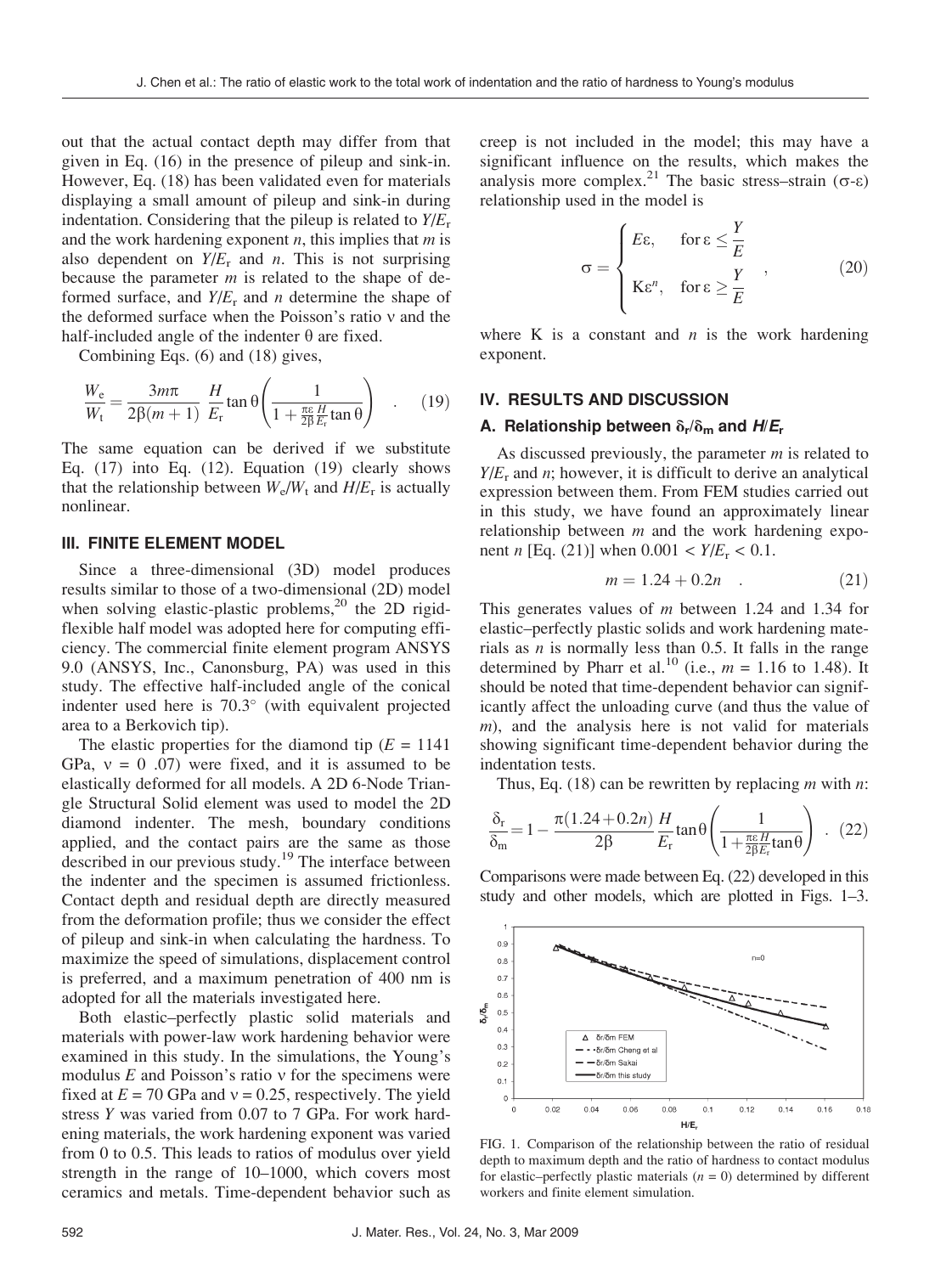out that the actual contact depth may differ from that given in Eq. (16) in the presence of pileup and sink-in. However, Eq. (18) has been validated even for materials displaying a small amount of pileup and sink-in during indentation. Considering that the pileup is related to $Y/E_r$ and the work hardening exponent $n$, this implies that $m$ is also dependent on $Y/E_r$ and $n$. This is not surprising because the parameter $m$ is related to the shape of deformed surface, and $Y/E_r$ and $n$ determine the shape of the deformed surface when the Poisson's ratio $\nu$ and the half-included angle of the indenter $\theta$ are fixed.

Combining Eqs. (6) and (18) gives,

$$\frac{W_e}{W_t} = \frac{3m\pi}{2\beta(m+1)} \frac{H}{E_r} \tan\theta \left( \frac{1}{1 + \frac{\pi\varepsilon}{2\beta} \frac{H}{E_r} \tan\theta} \right) \quad . \quad (19)$$

The same equation can be derived if we substitute Eq. (17) into Eq. (12). Equation (19) clearly shows that the relationship between $W_e/W_t$ and $H/E_r$ is actually nonlinear.

## III. FINITE ELEMENT MODEL

Since a three-dimensional (3D) model produces results similar to those of a two-dimensional (2D) model when solving elastic-plastic problems,[20] the 2D rigid-flexible half model was adopted here for computing efficiency. The commercial finite element program ANSYS 9.0 (ANSYS, Inc., Canonsburg, PA) was used in this study. The effective half-included angle of the conical indenter used here is 70.3° (with equivalent projected area to a Berkovich tip).

The elastic properties for the diamond tip ($E$ = 1141 GPa, $\nu$ = 0 .07) were fixed, and it is assumed to be elastically deformed for all models. A 2D 6-Node Triangle Structural Solid element was used to model the 2D diamond indenter. The mesh, boundary conditions applied, and the contact pairs are the same as those described in our previous study.[19] The interface between the indenter and the specimen is assumed frictionless. Contact depth and residual depth are directly measured from the deformation profile; thus we consider the effect of pileup and sink-in when calculating the hardness. To maximize the speed of simulations, displacement control is preferred, and a maximum penetration of 400 nm is adopted for all the materials investigated here.

Both elastic–perfectly plastic solid materials and materials with power-law work hardening behavior were examined in this study. In the simulations, the Young's modulus $E$ and Poisson's ratio $\nu$ for the specimens were fixed at $E$ = 70 GPa and $\nu$ = 0.25, respectively. The yield stress $Y$ was varied from 0.07 to 7 GPa. For work hardening materials, the work hardening exponent was varied from 0 to 0.5. This leads to ratios of modulus over yield strength in the range of 10–1000, which covers most ceramics and metals. Time-dependent behavior such as creep is not included in the model; this may have a significant influence on the results, which makes the analysis more complex.[21] The basic stress–strain ($\sigma$-$\varepsilon$) relationship used in the model is

$$\sigma = \begin{cases} E\varepsilon, & \text{for } \varepsilon \le \dfrac{Y}{E} \\ K\varepsilon^n, & \text{for } \varepsilon \ge \dfrac{Y}{E} \end{cases} \quad , \quad (20)$$

where K is a constant and $n$ is the work hardening exponent.

## IV. RESULTS AND DISCUSSION

### A. Relationship between $\delta_r/\delta_m$ and $H/E_r$

As discussed previously, the parameter $m$ is related to $Y/E_r$ and $n$; however, it is difficult to derive an analytical expression between them. From FEM studies carried out in this study, we have found an approximately linear relationship between $m$ and the work hardening exponent $n$ [Eq. (21)] when $0.001 < Y/E_r < 0.1$.

$$m = 1.24 + 0.2n \quad . \quad (21)$$

This generates values of $m$ between 1.24 and 1.34 for elastic–perfectly plastic solids and work hardening materials as $n$ is normally less than 0.5. It falls in the range determined by Pharr et al.[10] (i.e., $m$ = 1.16 to 1.48). It should be noted that time-dependent behavior can significantly affect the unloading curve (and thus the value of $m$), and the analysis here is not valid for materials showing significant time-dependent behavior during the indentation tests.

Thus, Eq. (18) can be rewritten by replacing $m$ with $n$:

$$\frac{\delta_r}{\delta_m} = 1 - \frac{\pi(1.24 + 0.2n)}{2\beta} \frac{H}{E_r} \tan\theta \left( \frac{1}{1 + \frac{\pi\varepsilon}{2\beta} \frac{H}{E_r} \tan\theta} \right) \quad . \quad (22)$$

Comparisons were made between Eq. (22) developed in this study and other models, which are plotted in Figs. 1–3.

FIG. 1. Comparison of the relationship between the ratio of residual depth to maximum depth and the ratio of hardness to contact modulus for elastic–perfectly plastic materials ($n$ = 0) determined by different workers and finite element simulation.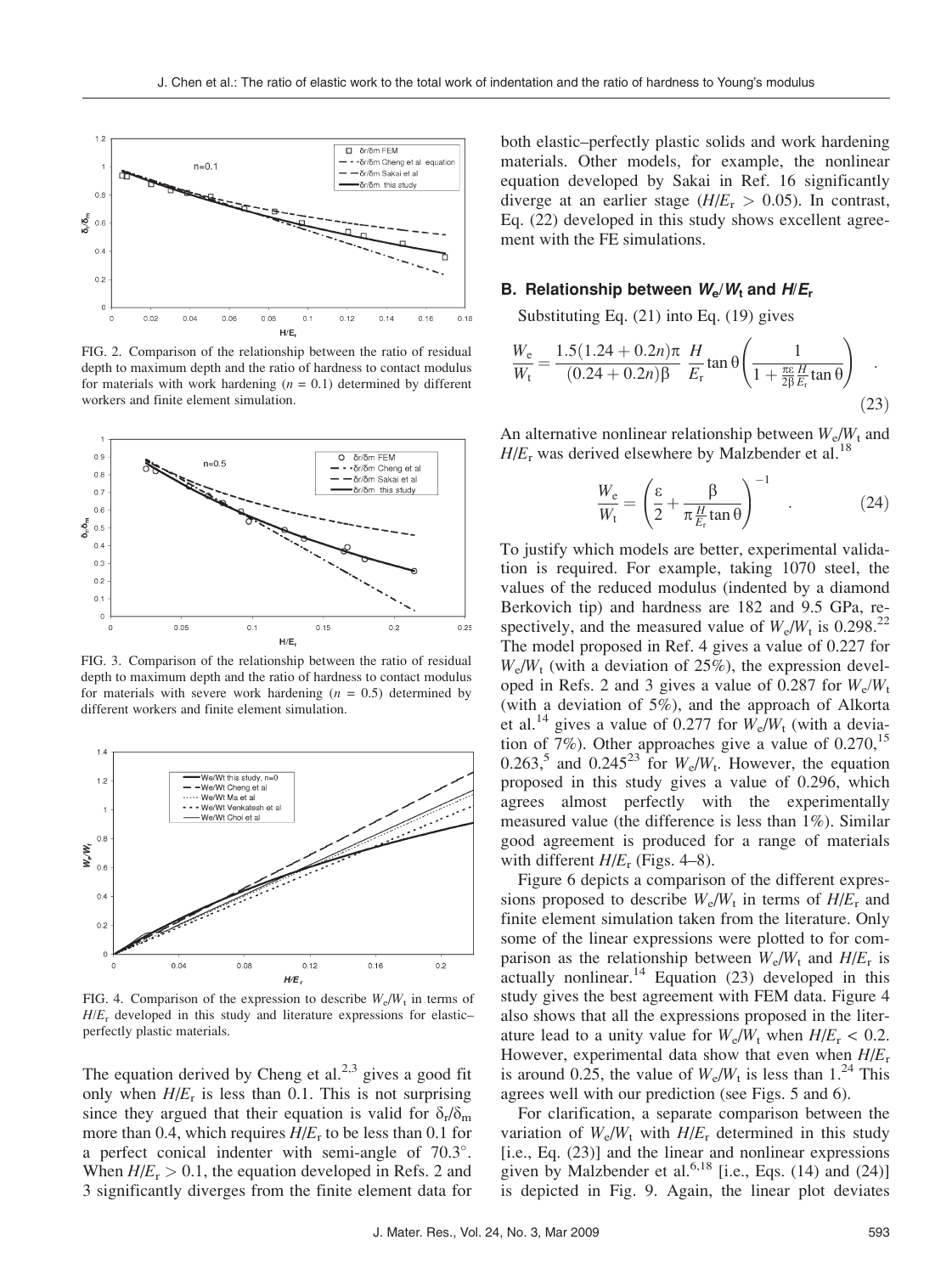FIG. 2. Comparison of the relationship between the ratio of residual depth to maximum depth and the ratio of hardness to contact modulus for materials with work hardening ($n$ = 0.1) determined by different workers and finite element simulation.

FIG. 3. Comparison of the relationship between the ratio of residual depth to maximum depth and the ratio of hardness to contact modulus for materials with severe work hardening ($n$ = 0.5) determined by different workers and finite element simulation.

FIG. 4. Comparison of the expression to describe $W_e/W_t$ in terms of $H/E_r$ developed in this study and literature expressions for elastic–perfectly plastic materials.

The equation derived by Cheng et al.[2,3] gives a good fit only when $H/E_r$ is less than 0.1. This is not surprising since they argued that their equation is valid for $\delta_r/\delta_m$ more than 0.4, which requires $H/E_r$ to be less than 0.1 for a perfect conical indenter with semi-angle of 70.3°. When $H/E_r > 0.1$, the equation developed in Refs. 2 and 3 significantly diverges from the finite element data for both elastic–perfectly plastic solids and work hardening materials. Other models, for example, the nonlinear equation developed by Sakai in Ref. 16 significantly diverge at an earlier stage ($H/E_r > 0.05$). In contrast, Eq. (22) developed in this study shows excellent agreement with the FE simulations.

## B. Relationship between $W_e/W_t$ and $H/E_r$

Substituting Eq. (21) into Eq. (19) gives

$$\frac{W_e}{W_t} = \frac{1.5(1.24 + 0.2n)\pi}{(0.24 + 0.2n)\beta} \frac{H}{E_r} \tan\theta \left( \frac{1}{1 + \frac{\pi\varepsilon}{2\beta}\frac{H}{E_r}\tan\theta} \right) \quad . \tag{23}$$

An alternative nonlinear relationship between $W_e/W_t$ and $H/E_r$ was derived elsewhere by Malzbender et al.[18]

$$\frac{W_e}{W_t} = \left( \frac{\varepsilon}{2} + \frac{\beta}{\pi \frac{H}{E_r} \tan\theta} \right)^{-1} \quad . \tag{24}$$

To justify which models are better, experimental validation is required. For example, taking 1070 steel, the values of the reduced modulus (indented by a diamond Berkovich tip) and hardness are 182 and 9.5 GPa, respectively, and the measured value of $W_e/W_t$ is 0.298.[22] The model proposed in Ref. 4 gives a value of 0.227 for $W_e/W_t$ (with a deviation of 25%), the expression developed in Refs. 2 and 3 gives a value of 0.287 for $W_e/W_t$ (with a deviation of 5%), and the approach of Alkorta et al.[14] gives a value of 0.277 for $W_e/W_t$ (with a deviation of 7%). Other approaches give a value of 0.270,[15] 0.263,[5] and 0.245[23] for $W_e/W_t$. However, the equation proposed in this study gives a value of 0.296, which agrees almost perfectly with the experimentally measured value (the difference is less than 1%). Similar good agreement is produced for a range of materials with different $H/E_r$ (Figs. 4–8).

Figure 6 depicts a comparison of the different expressions proposed to describe $W_e/W_t$ in terms of $H/E_r$ and finite element simulation taken from the literature. Only some of the linear expressions were plotted to for comparison as the relationship between $W_e/W_t$ and $H/E_r$ is actually nonlinear.[14] Equation (23) developed in this study gives the best agreement with FEM data. Figure 4 also shows that all the expressions proposed in the literature lead to a unity value for $W_e/W_t$ when $H/E_r < 0.2$. However, experimental data show that even when $H/E_r$ is around 0.25, the value of $W_e/W_t$ is less than 1.[24] This agrees well with our prediction (see Figs. 5 and 6).

For clarification, a separate comparison between the variation of $W_e/W_t$ with $H/E_r$ determined in this study [i.e., Eq. (23)] and the linear and nonlinear expressions given by Malzbender et al.[6,18] [i.e., Eqs. (14) and (24)] is depicted in Fig. 9. Again, the linear plot deviates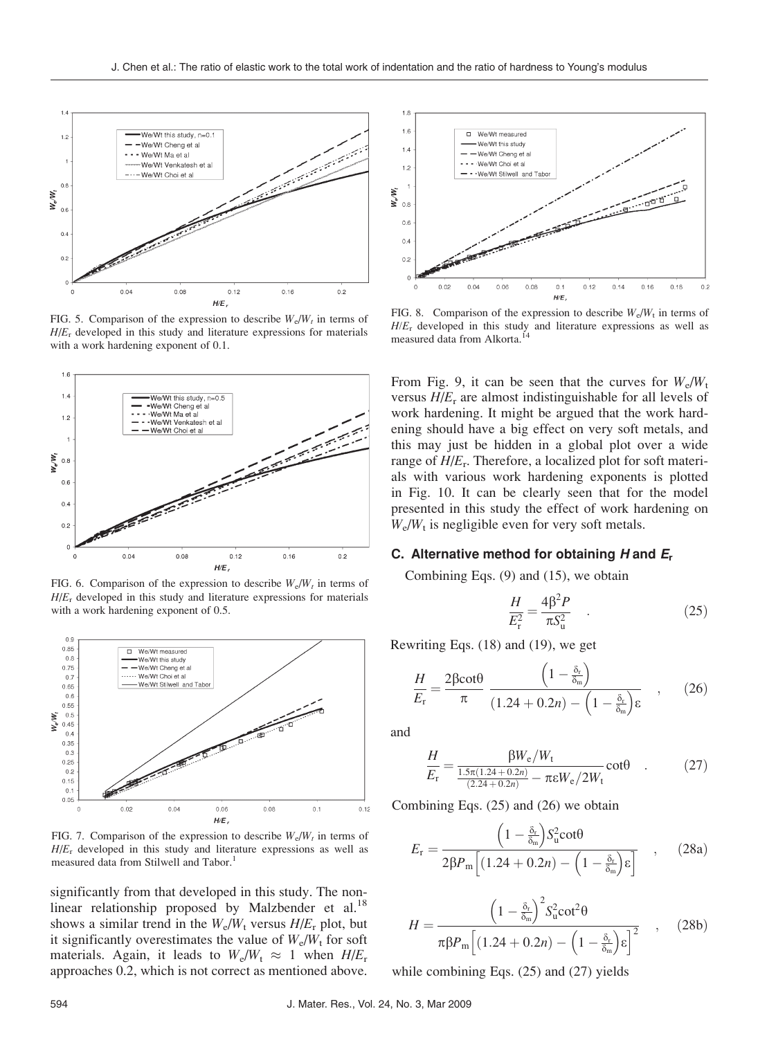FIG. 5. Comparison of the expression to describe $W_e/W_t$ in terms of $H/E_r$ developed in this study and literature expressions for materials with a work hardening exponent of 0.1.

FIG. 6. Comparison of the expression to describe $W_e/W_t$ in terms of $H/E_r$ developed in this study and literature expressions for materials with a work hardening exponent of 0.5.

FIG. 7. Comparison of the expression to describe $W_e/W_t$ in terms of $H/E_r$ developed in this study and literature expressions as well as measured data from Stilwell and Tabor.[1]

significantly from that developed in this study. The nonlinear relationship proposed by Malzbender et al.[18] shows a similar trend in the $W_e/W_t$ versus $H/E_r$ plot, but it significantly overestimates the value of $W_e/W_t$ for soft materials. Again, it leads to $W_e/W_t \approx 1$ when $H/E_r$ approaches 0.2, which is not correct as mentioned above.

FIG. 8. Comparison of the expression to describe $W_e/W_t$ in terms of $H/E_r$ developed in this study and literature expressions as well as measured data from Alkorta.[14]

From Fig. 9, it can be seen that the curves for $W_e/W_t$ versus $H/E_r$ are almost indistinguishable for all levels of work hardening. It might be argued that the work hardening should have a big effect on very soft metals, and this may just be hidden in a global plot over a wide range of $H/E_r$. Therefore, a localized plot for soft materials with various work hardening exponents is plotted in Fig. 10. It can be clearly seen that for the model presented in this study the effect of work hardening on $W_e/W_t$ is negligible even for very soft metals.

### C. Alternative method for obtaining *H* and $E_r$

Combining Eqs. (9) and (15), we obtain

$$\frac{H}{E_r^2} = \frac{4\beta^2 P}{\pi S_u^2} \quad . \tag{25}$$

Rewriting Eqs. (18) and (19), we get

$$\frac{H}{E_r} = \frac{2\beta\cot\theta}{\pi} \frac{\left(1 - \frac{\delta_r}{\delta_m}\right)}{(1.24 + 0.2n) - \left(1 - \frac{\delta_r}{\delta_m}\right)\varepsilon} \quad , \tag{26}$$

and

$$\frac{H}{E_r} = \frac{\beta W_e/W_t}{\frac{1.5\pi(1.24+0.2n)}{(2.24+0.2n)} - \pi\varepsilon W_e/2W_t}\cot\theta \quad . \tag{27}$$

Combining Eqs. (25) and (26) we obtain

$$E_r = \frac{\left(1 - \frac{\delta_r}{\delta_m}\right)S_u^2\cot\theta}{2\beta P_m\left[(1.24 + 0.2n) - \left(1 - \frac{\delta_r}{\delta_m}\right)\varepsilon\right]} \quad , \tag{28a}$$

$$H = \frac{\left(1 - \frac{\delta_r}{\delta_m}\right)^2 S_u^2\cot^2\theta}{\pi\beta P_m\left[(1.24 + 0.2n) - \left(1 - \frac{\delta_r}{\delta_m}\right)\varepsilon\right]^2} \quad , \tag{28b}$$

while combining Eqs. (25) and (27) yields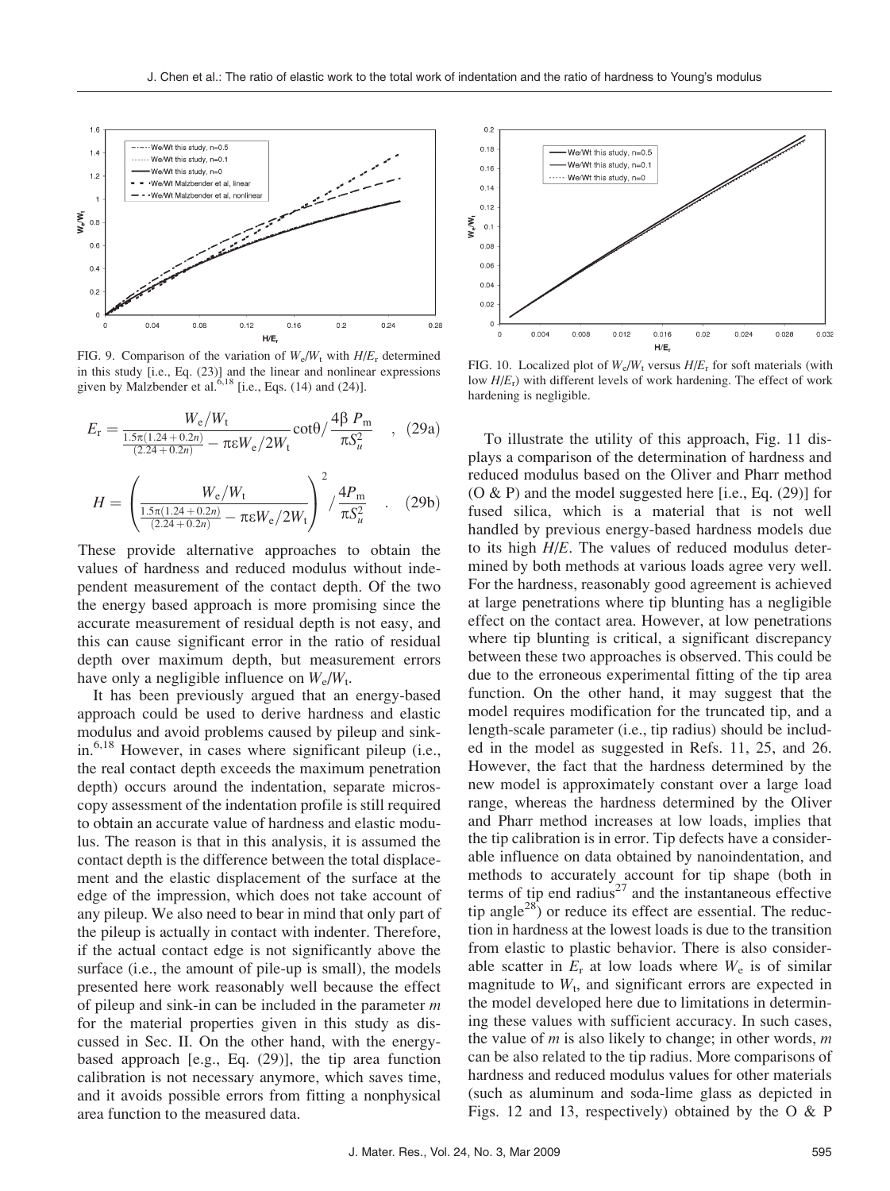FIG. 9. Comparison of the variation of $W_e/W_t$ with $H/E_r$ determined in this study [i.e., Eq. (23)] and the linear and nonlinear expressions given by Malzbender et al.[6,18] [i.e., Eqs. (14) and (24)].

FIG. 10. Localized plot of $W_e/W_t$ versus $H/E_r$ for soft materials (with low $H/E_r$) with different levels of work hardening. The effect of work hardening is negligible.

$$E_r = \frac{W_e/W_t}{\frac{1.5\pi(1.24+0.2n)}{(2.24+0.2n)} - \pi\varepsilon W_e/2W_t}\cot\theta \Big/ \frac{4\beta\ P_m}{\pi S_u^2} \quad , \quad (29a)$$

$$H = \left(\frac{W_e/W_t}{\frac{1.5\pi(1.24+0.2n)}{(2.24+0.2n)} - \pi\varepsilon W_e/2W_t}\right)^2 \Big/ \frac{4P_m}{\pi S_u^2} \quad . \quad (29b)$$

These provide alternative approaches to obtain the values of hardness and reduced modulus without independent measurement of the contact depth. Of the two the energy based approach is more promising since the accurate measurement of residual depth is not easy, and this can cause significant error in the ratio of residual depth over maximum depth, but measurement errors have only a negligible influence on $W_e/W_t$.

It has been previously argued that an energy-based approach could be used to derive hardness and elastic modulus and avoid problems caused by pileup and sink-in.[6,18] However, in cases where significant pileup (i.e., the real contact depth exceeds the maximum penetration depth) occurs around the indentation, separate microscopy assessment of the indentation profile is still required to obtain an accurate value of hardness and elastic modulus. The reason is that in this analysis, it is assumed the contact depth is the difference between the total displacement and the elastic displacement of the surface at the edge of the impression, which does not take account of any pileup. We also need to bear in mind that only part of the pileup is actually in contact with indenter. Therefore, if the actual contact edge is not significantly above the surface (i.e., the amount of pile-up is small), the models presented here work reasonably well because the effect of pileup and sink-in can be included in the parameter $m$ for the material properties given in this study as discussed in Sec. II. On the other hand, with the energy-based approach [e.g., Eq. (29)], the tip area function calibration is not necessary anymore, which saves time, and it avoids possible errors from fitting a nonphysical area function to the measured data.

To illustrate the utility of this approach, Fig. 11 displays a comparison of the determination of hardness and reduced modulus based on the Oliver and Pharr method (O & P) and the model suggested here [i.e., Eq. (29)] for fused silica, which is a material that is not well handled by previous energy-based hardness models due to its high $H/E$. The values of reduced modulus determined by both methods at various loads agree very well. For the hardness, reasonably good agreement is achieved at large penetrations where tip blunting has a negligible effect on the contact area. However, at low penetrations where tip blunting is critical, a significant discrepancy between these two approaches is observed. This could be due to the erroneous experimental fitting of the tip area function. On the other hand, it may suggest that the model requires modification for the truncated tip, and a length-scale parameter (i.e., tip radius) should be included in the model as suggested in Refs. 11, 25, and 26. However, the fact that the hardness determined by the new model is approximately constant over a large load range, whereas the hardness determined by the Oliver and Pharr method increases at low loads, implies that the tip calibration is in error. Tip defects have a considerable influence on data obtained by nanoindentation, and methods to accurately account for tip shape (both in terms of tip end radius[27] and the instantaneous effective tip angle[28]) or reduce its effect are essential. The reduction in hardness at the lowest loads is due to the transition from elastic to plastic behavior. There is also considerable scatter in $E_r$ at low loads where $W_e$ is of similar magnitude to $W_t$, and significant errors are expected in the model developed here due to limitations in determining these values with sufficient accuracy. In such cases, the value of $m$ is also likely to change; in other words, $m$ can be also related to the tip radius. More comparisons of hardness and reduced modulus values for other materials (such as aluminum and soda-lime glass as depicted in Figs. 12 and 13, respectively) obtained by the O & P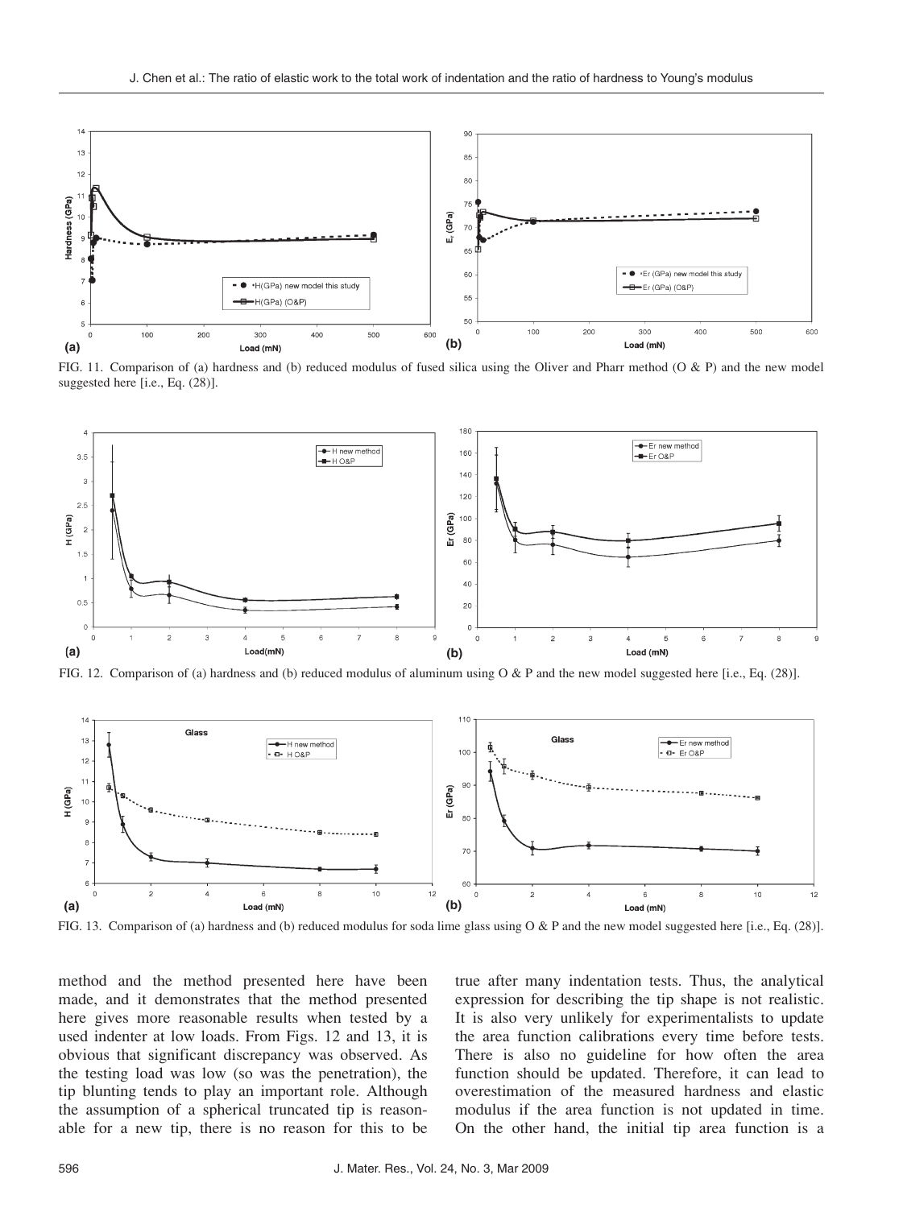FIG. 11. Comparison of (a) hardness and (b) reduced modulus of fused silica using the Oliver and Pharr method (O & P) and the new model suggested here [i.e., Eq. (28)].

FIG. 12. Comparison of (a) hardness and (b) reduced modulus of aluminum using O & P and the new model suggested here [i.e., Eq. (28)].

FIG. 13. Comparison of (a) hardness and (b) reduced modulus for soda lime glass using O & P and the new model suggested here [i.e., Eq. (28)].

method and the method presented here have been made, and it demonstrates that the method presented here gives more reasonable results when tested by a used indenter at low loads. From Figs. 12 and 13, it is obvious that significant discrepancy was observed. As the testing load was low (so was the penetration), the tip blunting tends to play an important role. Although the assumption of a spherical truncated tip is reasonable for a new tip, there is no reason for this to be true after many indentation tests. Thus, the analytical expression for describing the tip shape is not realistic. It is also very unlikely for experimentalists to update the area function calibrations every time before tests. There is also no guideline for how often the area function should be updated. Therefore, it can lead to overestimation of the measured hardness and elastic modulus if the area function is not updated in time. On the other hand, the initial tip area function is a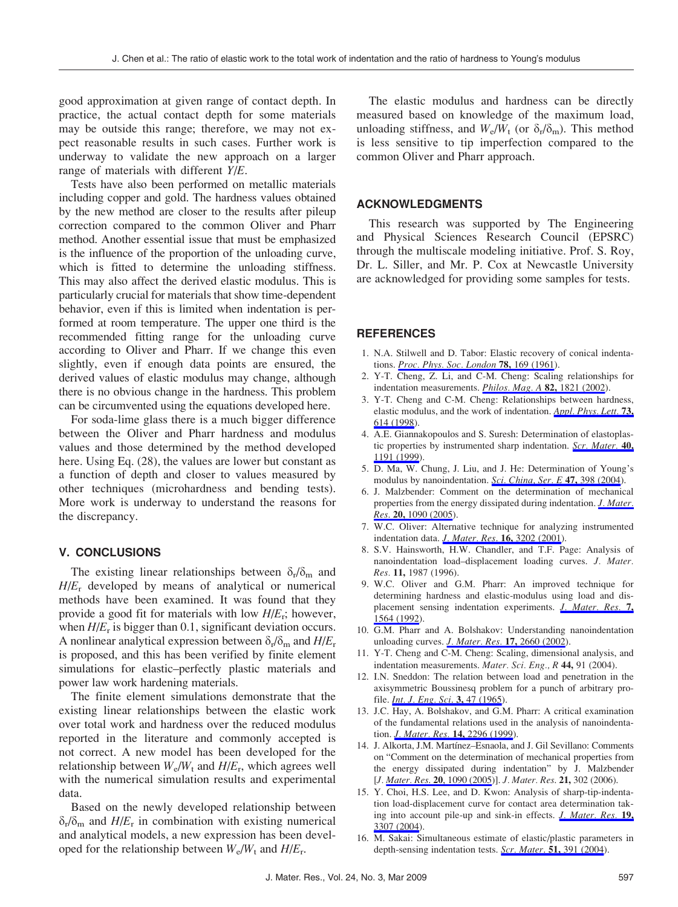good approximation at given range of contact depth. In practice, the actual contact depth for some materials may be outside this range; therefore, we may not expect reasonable results in such cases. Further work is underway to validate the new approach on a larger range of materials with different $Y/E$.

Tests have also been performed on metallic materials including copper and gold. The hardness values obtained by the new method are closer to the results after pileup correction compared to the common Oliver and Pharr method. Another essential issue that must be emphasized is the influence of the proportion of the unloading curve, which is fitted to determine the unloading stiffness. This may also affect the derived elastic modulus. This is particularly crucial for materials that show time-dependent behavior, even if this is limited when indentation is performed at room temperature. The upper one third is the recommended fitting range for the unloading curve according to Oliver and Pharr. If we change this even slightly, even if enough data points are ensured, the derived values of elastic modulus may change, although there is no obvious change in the hardness. This problem can be circumvented using the equations developed here.

For soda-lime glass there is a much bigger difference between the Oliver and Pharr hardness and modulus values and those determined by the method developed here. Using Eq. (28), the values are lower but constant as a function of depth and closer to values measured by other techniques (microhardness and bending tests). More work is underway to understand the reasons for the discrepancy.

## V. CONCLUSIONS

The existing linear relationships between $\delta_r/\delta_m$ and $H/E_r$ developed by means of analytical or numerical methods have been examined. It was found that they provide a good fit for materials with low $H/E_r$; however, when $H/E_r$ is bigger than 0.1, significant deviation occurs. A nonlinear analytical expression between $\delta_r/\delta_m$ and $H/E_r$ is proposed, and this has been verified by finite element simulations for elastic–perfectly plastic materials and power law work hardening materials.

The finite element simulations demonstrate that the existing linear relationships between the elastic work over total work and hardness over the reduced modulus reported in the literature and commonly accepted is not correct. A new model has been developed for the relationship between $W_e/W_t$ and $H/E_r$, which agrees well with the numerical simulation results and experimental data.

Based on the newly developed relationship between $\delta_r/\delta_m$ and $H/E_r$ in combination with existing numerical and analytical models, a new expression has been developed for the relationship between $W_e/W_t$ and $H/E_r$.

The elastic modulus and hardness can be directly measured based on knowledge of the maximum load, unloading stiffness, and $W_e/W_t$ (or $\delta_r/\delta_m$). This method is less sensitive to tip imperfection compared to the common Oliver and Pharr approach.

## ACKNOWLEDGMENTS

This research was supported by The Engineering and Physical Sciences Research Council (EPSRC) through the multiscale modeling initiative. Prof. S. Roy, Dr. L. Siller, and Mr. P. Cox at Newcastle University are acknowledged for providing some samples for tests.

## REFERENCES

1. N.A. Stilwell and D. Tabor: Elastic recovery of conical indentations. *Proc. Phys. Soc. London* **78,** 169 (1961).
2. Y-T. Cheng, Z. Li, and C-M. Cheng: Scaling relationships for indentation measurements. *Philos. Mag. A* **82,** 1821 (2002).
3. Y-T. Cheng and C-M. Cheng: Relationships between hardness, elastic modulus, and the work of indentation. *Appl. Phys. Lett.* **73,** 614 (1998).
4. A.E. Giannakopoulos and S. Suresh: Determination of elastoplastic properties by instrumented sharp indentation. *Scr. Mater.* **40,** 1191 (1999).
5. D. Ma, W. Chung, J. Liu, and J. He: Determination of Young's modulus by nanoindentation. *Sci. China, Ser. E* **47,** 398 (2004).
6. J. Malzbender: Comment on the determination of mechanical properties from the energy dissipated during indentation. *J. Mater. Res.* **20,** 1090 (2005).
7. W.C. Oliver: Alternative technique for analyzing instrumented indentation data. *J. Mater. Res.* **16,** 3202 (2001).
8. S.V. Hainsworth, H.W. Chandler, and T.F. Page: Analysis of nanoindentation load–displacement loading curves. *J. Mater. Res.* **11,** 1987 (1996).
9. W.C. Oliver and G.M. Pharr: An improved technique for determining hardness and elastic-modulus using load and displacement sensing indentation experiments. *J. Mater. Res.* **7,** 1564 (1992).
10. G.M. Pharr and A. Bolshakov: Understanding nanoindentation unloading curves. *J. Mater. Res.* **17,** 2660 (2002).
11. Y-T. Cheng and C-M. Cheng: Scaling, dimensional analysis, and indentation measurements. *Mater. Sci. Eng., R* **44,** 91 (2004).
12. I.N. Sneddon: The relation between load and penetration in the axisymmetric Boussinesq problem for a punch of arbitrary profile. *Int. J. Eng. Sci.* **3,** 47 (1965).
13. J.C. Hay, A. Bolshakov, and G.M. Pharr: A critical examination of the fundamental relations used in the analysis of nanoindentation. *J. Mater. Res.* **14,** 2296 (1999).
14. J. Alkorta, J.M. Martínez–Esnaola, and J. Gil Sevillano: Comments on "Comment on the determination of mechanical properties from the energy dissipated during indentation" by J. Malzbender [*J. Mater. Res.* **20**, 1090 (2005)]. *J. Mater. Res.* **21,** 302 (2006).
15. Y. Choi, H.S. Lee, and D. Kwon: Analysis of sharp-tip-indentation load-displacement curve for contact area determination taking into account pile-up and sink-in effects. *J. Mater. Res.* **19,** 3307 (2004).
16. M. Sakai: Simultaneous estimate of elastic/plastic parameters in depth-sensing indentation tests. *Scr. Mater.* **51,** 391 (2004).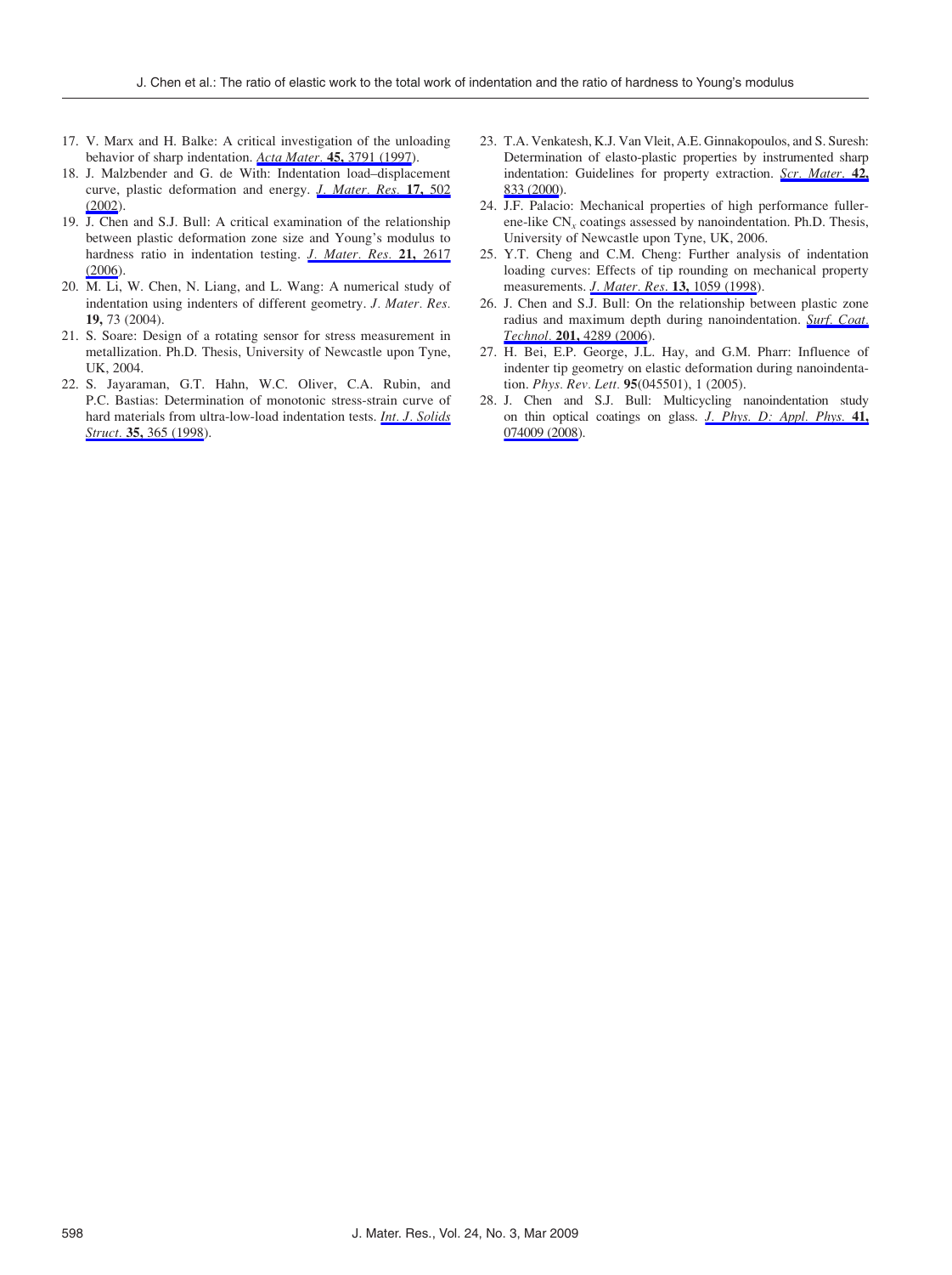17. V. Marx and H. Balke: A critical investigation of the unloading behavior of sharp indentation. *Acta Mater.* **45,** 3791 (1997).
18. J. Malzbender and G. de With: Indentation load–displacement curve, plastic deformation and energy. *J. Mater. Res.* **17,** 502 (2002).
19. J. Chen and S.J. Bull: A critical examination of the relationship between plastic deformation zone size and Young's modulus to hardness ratio in indentation testing. *J. Mater. Res.* **21,** 2617 (2006).
20. M. Li, W. Chen, N. Liang, and L. Wang: A numerical study of indentation using indenters of different geometry. *J. Mater. Res.* **19,** 73 (2004).
21. S. Soare: Design of a rotating sensor for stress measurement in metallization. Ph.D. Thesis, University of Newcastle upon Tyne, UK, 2004.
22. S. Jayaraman, G.T. Hahn, W.C. Oliver, C.A. Rubin, and P.C. Bastias: Determination of monotonic stress-strain curve of hard materials from ultra-low-load indentation tests. *Int. J. Solids Struct.* **35,** 365 (1998).
23. T.A. Venkatesh, K.J. Van Vleit, A.E. Ginnakopoulos, and S. Suresh: Determination of elasto-plastic properties by instrumented sharp indentation: Guidelines for property extraction. *Scr. Mater.* **42,** 833 (2000).
24. J.F. Palacio: Mechanical properties of high performance fullerene-like $CN_x$ coatings assessed by nanoindentation. Ph.D. Thesis, University of Newcastle upon Tyne, UK, 2006.
25. Y.T. Cheng and C.M. Cheng: Further analysis of indentation loading curves: Effects of tip rounding on mechanical property measurements. *J. Mater. Res.* **13,** 1059 (1998).
26. J. Chen and S.J. Bull: On the relationship between plastic zone radius and maximum depth during nanoindentation. *Surf. Coat. Technol.* **201,** 4289 (2006).
27. H. Bei, E.P. George, J.L. Hay, and G.M. Pharr: Influence of indenter tip geometry on elastic deformation during nanoindentation. *Phys. Rev. Lett.* **95**(045501), 1 (2005).
28. J. Chen and S.J. Bull: Multicycling nanoindentation study on thin optical coatings on glass. *J. Phys. D: Appl. Phys.* **41,** 074009 (2008).